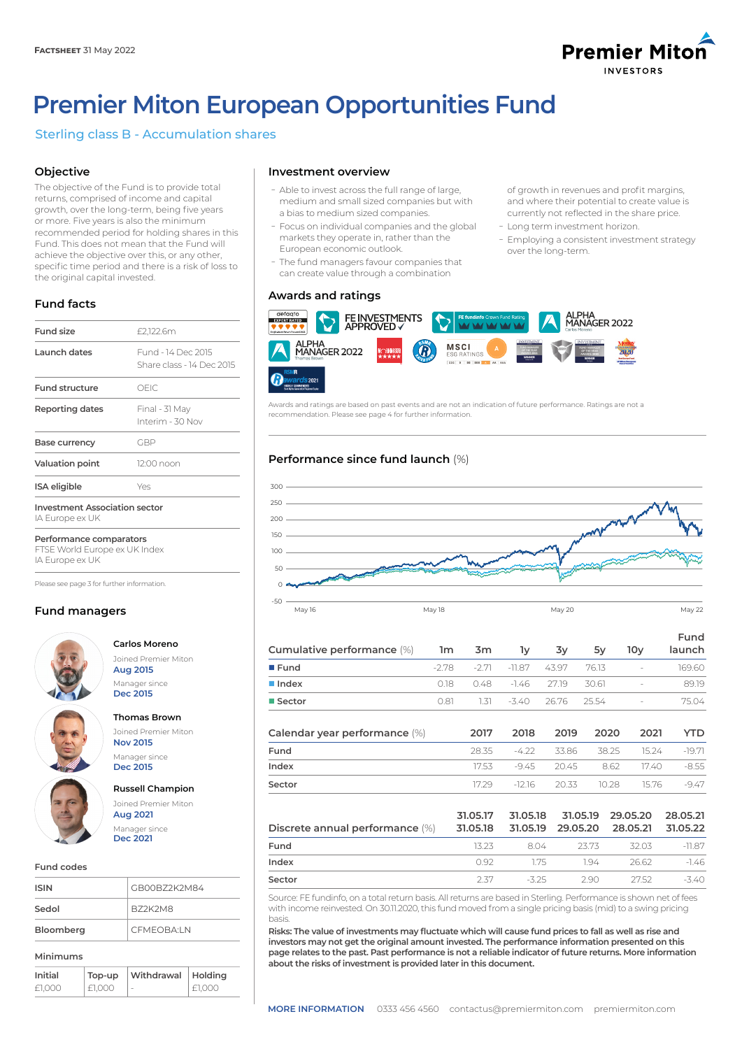**FACTSHEET** 31 May 2022

# Premier Miton European Opportunities Fund

## Sterling class B - Accumulation shares

### Objective

The objective of the Fund is to provide total returns, comprised of income and capital growth, over the long-term, being five years or more. Five years is also the minimum recommended period for holding shares in this Fund. This does not mean that the Fund will achieve the objective over this, or any other, specific time period and there is a risk of loss to the original capital invested.

### Fund facts

| | |
|---|---|
| **Fund size** | £2,122.6m |
| **Launch dates** | Fund - 14 Dec 2015<br>Share class - 14 Dec 2015 |
| **Fund structure** | OEIC |
| **Reporting dates** | Final - 31 May<br>Interim - 30 Nov |
| **Base currency** | GBP |
| **Valuation point** | 12:00 noon |
| **ISA eligible** | Yes |

**Investment Association sector**
IA Europe ex UK

**Performance comparators**
FTSE World Europe ex UK Index
IA Europe ex UK

Please see page 3 for further information.

### Fund managers

**Carlos Moreno**
Joined Premier Miton **Aug 2015**
Manager since **Dec 2015**

**Thomas Brown**
Joined Premier Miton **Nov 2015**
Manager since **Dec 2015**

**Russell Champion**
Joined Premier Miton **Aug 2021**
Manager since **Dec 2021**

### Fund codes

| | |
|---|---|
| **ISIN** | GB00BZ2K2M84 |
| **Sedol** | BZ2K2M8 |
| **Bloomberg** | CFMEOBA:LN |

### Minimums

| Initial | Top-up | Withdrawal | Holding |
|---|---|---|---|
| £1,000 | £1,000 | - | £1,000 |

### Investment overview

- Able to invest across the full range of large, medium and small sized companies but with a bias to medium sized companies.
- Focus on individual companies and the global markets they operate in, rather than the European economic outlook.
- The fund managers favour companies that can create value through a combination of growth in revenues and profit margins, and where their potential to create value is currently not reflected in the share price.
- Long term investment horizon.
- Employing a consistent investment strategy over the long-term.

### Awards and ratings

Awards and ratings are based on past events and are not an indication of future performance. Ratings are not a recommendation. Please see page 4 for further information.

### Performance since fund launch (%)

| Cumulative performance (%) | 1m | 3m | 1y | 3y | 5y | 10y | Fund launch |
|---|---|---|---|---|---|---|---|
| Fund | -2.78 | -2.71 | -11.87 | 43.97 | 76.13 | - | 169.60 |
| Index | 0.18 | 0.48 | -1.46 | 27.19 | 30.61 | - | 89.19 |
| Sector | 0.81 | 1.31 | -3.40 | 26.76 | 25.54 | - | 75.04 |

| Calendar year performance (%) | 2017 | 2018 | 2019 | 2020 | 2021 | YTD |
|---|---|---|---|---|---|---|
| Fund | 28.35 | -4.22 | 33.86 | 38.25 | 15.24 | -19.71 |
| Index | 17.53 | -9.45 | 20.45 | 8.62 | 17.40 | -8.55 |
| Sector | 17.29 | -12.16 | 20.33 | 10.28 | 15.76 | -9.47 |

| Discrete annual performance (%) | 31.05.17 31.05.18 | 31.05.18 31.05.19 | 31.05.19 29.05.20 | 29.05.20 28.05.21 | 28.05.21 31.05.22 |
|---|---|---|---|---|---|
| Fund | 13.23 | 8.04 | 23.73 | 32.03 | -11.87 |
| Index | 0.92 | 1.75 | 1.94 | 26.62 | -1.46 |
| Sector | 2.37 | -3.25 | 2.90 | 27.52 | -3.40 |

Source: FE fundinfo, on a total return basis. All returns are based in Sterling. Performance is shown net of fees with income reinvested. On 30.11.2020, this fund moved from a single pricing basis (mid) to a swing pricing basis.

**Risks: The value of investments may fluctuate which will cause fund prices to fall as well as rise and investors may not get the original amount invested. The performance information presented on this page relates to the past. Past performance is not a reliable indicator of future returns. More information about the risks of investment is provided later in this document.**

**MORE INFORMATION** 0333 456 4560 contactus@premiermiton.com premiermiton.com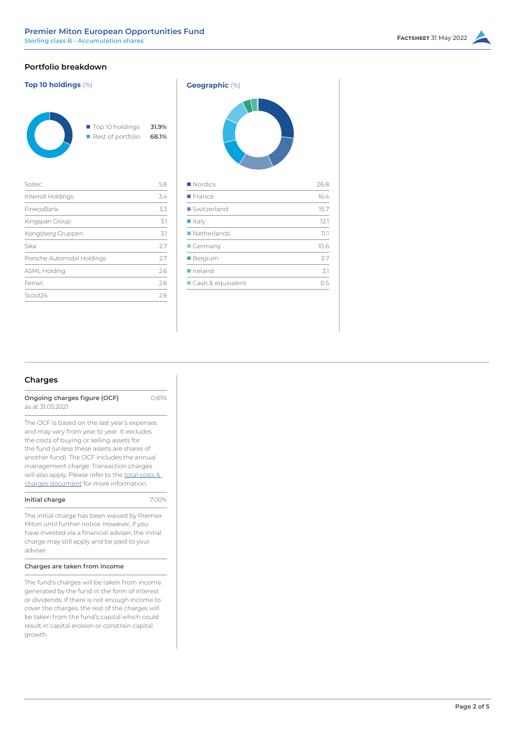## Portfolio breakdown

### Top 10 holdings (%)

| | |
|---|---|
| Top 10 holdings | **31.9%** |
| Rest of portfolio | **68.1%** |

| Holding | % |
|---|---|
| Soitec | 5.8 |
| Interroll Holdings | 3.4 |
| FinecoBank | 3.3 |
| Kingspan Group | 3.1 |
| Kongsberg Gruppen | 3.1 |
| Sika | 2.7 |
| Porsche Automobil Holdings | 2.7 |
| ASML Holding | 2.6 |
| Ferrari | 2.6 |
| Scout24 | 2.6 |

### Geographic (%)

| Region | % |
|---|---|
| Nordics | 26.8 |
| France | 16.4 |
| Switzerland | 15.7 |
| Italy | 12.1 |
| Netherlands | 11.1 |
| Germany | 10.6 |
| Belgium | 3.7 |
| Ireland | 3.1 |
| Cash & equivalent | 0.5 |

## Charges

**Ongoing charges figure (OCF)** 0.81%
as at 31.05.2021

The OCF is based on the last year's expenses and may vary from year to year. It excludes the costs of buying or selling assets for the fund (unless these assets are shares of another fund). The OCF includes the annual management charge. Transaction charges will also apply. Please refer to the total costs & charges document for more information.

**Initial charge** 7.00%

The initial charge has been waived by Premier Miton until further notice. However, if you have invested via a financial adviser, the initial charge may still apply and be paid to your adviser.

**Charges are taken from income**

The fund's charges will be taken from income generated by the fund in the form of interest or dividends. If there is not enough income to cover the charges, the rest of the charges will be taken from the fund's capital which could result in capital erosion or constrain capital growth.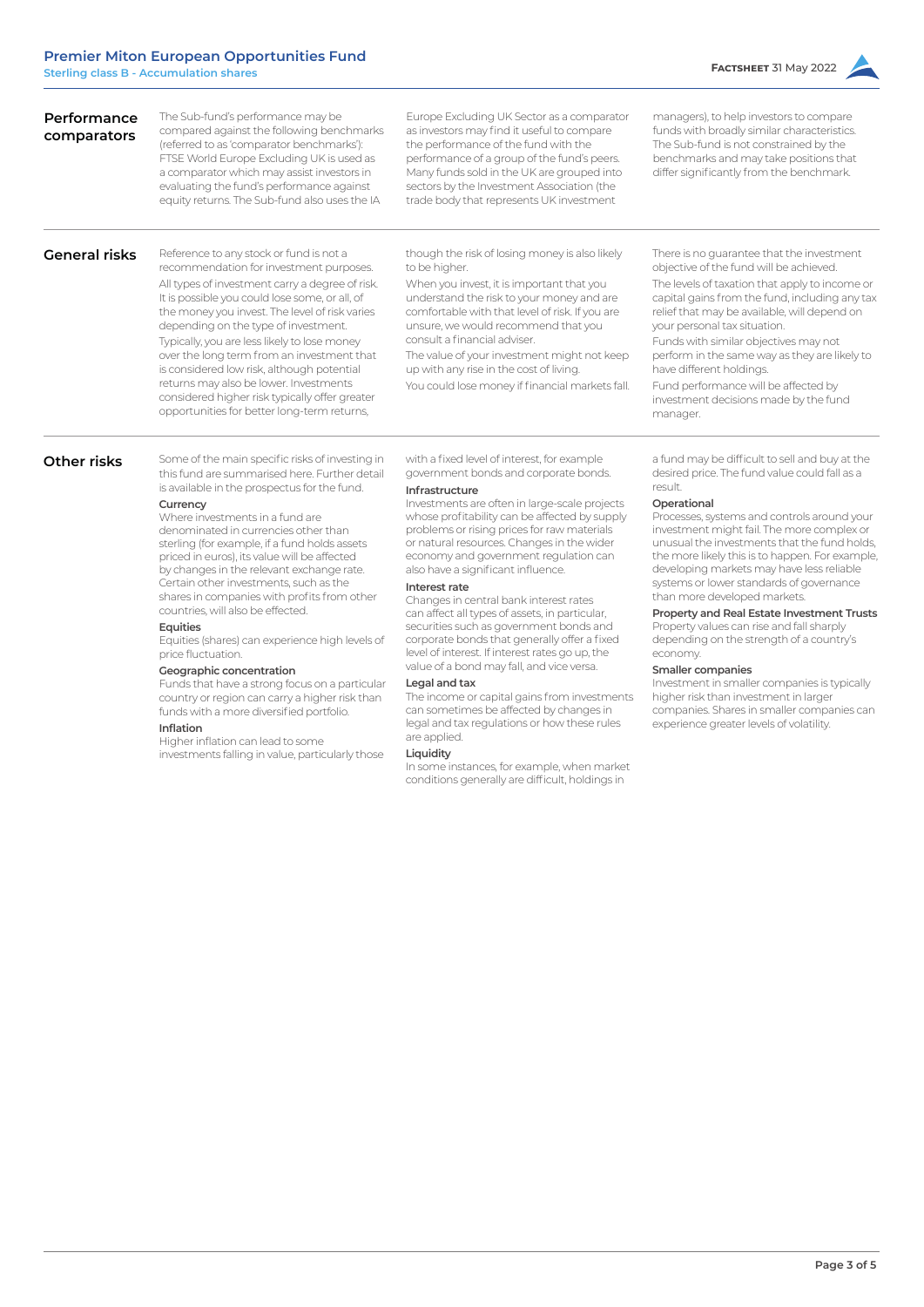## Performance comparators

The Sub-fund's performance may be compared against the following benchmarks (referred to as 'comparator benchmarks'): FTSE World Europe Excluding UK is used as a comparator which may assist investors in evaluating the fund's performance against equity returns. The Sub-fund also uses the IA Europe Excluding UK Sector as a comparator as investors may find it useful to compare the performance of the fund with the performance of a group of the fund's peers. Many funds sold in the UK are grouped into sectors by the Investment Association (the trade body that represents UK investment managers), to help investors to compare funds with broadly similar characteristics. The Sub-fund is not constrained by the benchmarks and may take positions that differ significantly from the benchmark.

## General risks

Reference to any stock or fund is not a recommendation for investment purposes.

All types of investment carry a degree of risk. It is possible you could lose some, or all, of the money you invest. The level of risk varies depending on the type of investment.

Typically, you are less likely to lose money over the long term from an investment that is considered low risk, although potential returns may also be lower. Investments considered higher risk typically offer greater opportunities for better long-term returns, though the risk of losing money is also likely to be higher.

When you invest, it is important that you understand the risk to your money and are comfortable with that level of risk. If you are unsure, we would recommend that you consult a financial adviser.

The value of your investment might not keep up with any rise in the cost of living.

You could lose money if financial markets fall.

There is no guarantee that the investment objective of the fund will be achieved.

The levels of taxation that apply to income or capital gains from the fund, including any tax relief that may be available, will depend on your personal tax situation.

Funds with similar objectives may not perform in the same way as they are likely to have different holdings.

Fund performance will be affected by investment decisions made by the fund manager.

## Other risks

Some of the main specific risks of investing in this fund are summarised here. Further detail is available in the prospectus for the fund.

**Currency**

Where investments in a fund are denominated in currencies other than sterling (for example, if a fund holds assets priced in euros), its value will be affected by changes in the relevant exchange rate. Certain other investments, such as the shares in companies with profits from other countries, will also be effected.

**Equities**

Equities (shares) can experience high levels of price fluctuation.

**Geographic concentration**

Funds that have a strong focus on a particular country or region can carry a higher risk than funds with a more diversified portfolio.

**Inflation**

Higher inflation can lead to some investments falling in value, particularly those with a fixed level of interest, for example government bonds and corporate bonds.

**Infrastructure**

Investments are often in large-scale projects whose profitability can be affected by supply problems or rising prices for raw materials or natural resources. Changes in the wider economy and government regulation can also have a significant influence.

**Interest rate**

Changes in central bank interest rates can affect all types of assets, in particular, securities such as government bonds and corporate bonds that generally offer a fixed level of interest. If interest rates go up, the value of a bond may fall, and vice versa.

**Legal and tax**

The income or capital gains from investments can sometimes be affected by changes in legal and tax regulations or how these rules are applied.

**Liquidity**

In some instances, for example, when market conditions generally are difficult, holdings in a fund may be difficult to sell and buy at the desired price. The fund value could fall as a result.

**Operational**

Processes, systems and controls around your investment might fail. The more complex or unusual the investments that the fund holds, the more likely this is to happen. For example, developing markets may have less reliable systems or lower standards of governance than more developed markets.

**Property and Real Estate Investment Trusts**

Property values can rise and fall sharply depending on the strength of a country's economy.

**Smaller companies**

Investment in smaller companies is typically higher risk than investment in larger companies. Shares in smaller companies can experience greater levels of volatility.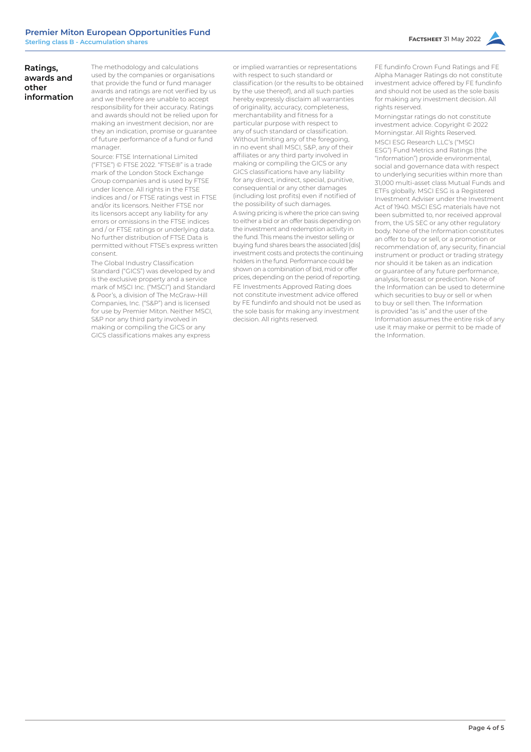## Ratings, awards and other information

The methodology and calculations used by the companies or organisations that provide the fund or fund manager awards and ratings are not verified by us and we therefore are unable to accept responsibility for their accuracy. Ratings and awards should not be relied upon for making an investment decision, nor are they an indication, promise or guarantee of future performance of a fund or fund manager.

Source: FTSE International Limited ("FTSE") © FTSE 2022. "FTSE®" is a trade mark of the London Stock Exchange Group companies and is used by FTSE under licence. All rights in the FTSE indices and / or FTSE ratings vest in FTSE and/or its licensors. Neither FTSE nor its licensors accept any liability for any errors or omissions in the FTSE indices and / or FTSE ratings or underlying data. No further distribution of FTSE Data is permitted without FTSE's express written consent.

The Global Industry Classification Standard ("GICS") was developed by and is the exclusive property and a service mark of MSCI Inc. ("MSCI") and Standard & Poor's, a division of The McGraw-Hill Companies, Inc. ("S&P") and is licensed for use by Premier Miton. Neither MSCI, S&P nor any third party involved in making or compiling the GICS or any GICS classifications makes any express or implied warranties or representations with respect to such standard or classification (or the results to be obtained by the use thereof), and all such parties hereby expressly disclaim all warranties of originality, accuracy, completeness, merchantability and fitness for a particular purpose with respect to any of such standard or classification. Without limiting any of the foregoing, in no event shall MSCI, S&P, any of their affiliates or any third party involved in making or compiling the GICS or any GICS classifications have any liability for any direct, indirect, special, punitive, consequential or any other damages (including lost profits) even if notified of the possibility of such damages.

A swing pricing is where the price can swing to either a bid or an offer basis depending on the investment and redemption activity in the fund. This means the investor selling or buying fund shares bears the associated [dis] investment costs and protects the continuing holders in the fund. Performance could be shown on a combination of bid, mid or offer prices, depending on the period of reporting.

FE Investments Approved Rating does not constitute investment advice offered by FE fundinfo and should not be used as the sole basis for making any investment decision. All rights reserved.

FE fundinfo Crown Fund Ratings and FE Alpha Manager Ratings do not constitute investment advice offered by FE fundinfo and should not be used as the sole basis for making any investment decision. All rights reserved.

Morningstar ratings do not constitute investment advice. Copyright © 2022 Morningstar. All Rights Reserved.

MSCI ESG Research LLC's ("MSCI ESG") Fund Metrics and Ratings (the "Information") provide environmental, social and governance data with respect to underlying securities within more than 31,000 multi-asset class Mutual Funds and ETFs globally. MSCI ESG is a Registered Investment Adviser under the Investment Act of 1940. MSCI ESG materials have not been submitted to, nor received approval from, the US SEC or any other regulatory body. None of the Information constitutes an offer to buy or sell, or a promotion or recommendation of, any security, financial instrument or product or trading strategy nor should it be taken as an indication or guarantee of any future performance, analysis, forecast or prediction. None of the Information can be used to determine which securities to buy or sell or when to buy or sell then. The Information is provided "as is" and the user of the Information assumes the entire risk of any use it may make or permit to be made of the Information.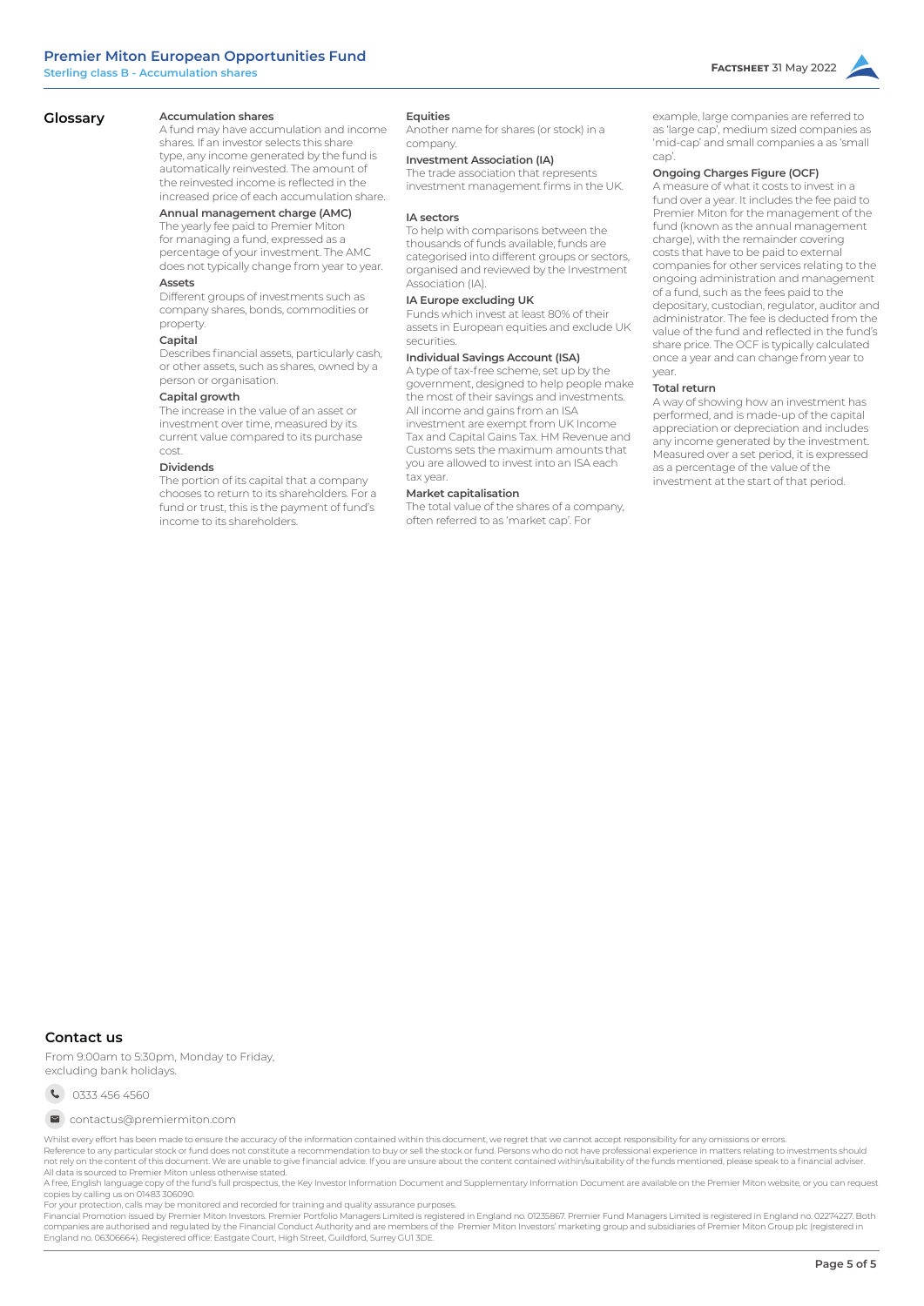## Glossary

### Accumulation shares
A fund may have accumulation and income shares. If an investor selects this share type, any income generated by the fund is automatically reinvested. The amount of the reinvested income is reflected in the increased price of each accumulation share.

### Annual management charge (AMC)
The yearly fee paid to Premier Miton for managing a fund, expressed as a percentage of your investment. The AMC does not typically change from year to year.

### Assets
Different groups of investments such as company shares, bonds, commodities or property.

### Capital
Describes financial assets, particularly cash, or other assets, such as shares, owned by a person or organisation.

### Capital growth
The increase in the value of an asset or investment over time, measured by its current value compared to its purchase cost.

### Dividends
The portion of its capital that a company chooses to return to its shareholders. For a fund or trust, this is the payment of fund's income to its shareholders.

### Equities
Another name for shares (or stock) in a company.

### Investment Association (IA)
The trade association that represents investment management firms in the UK.

### IA sectors
To help with comparisons between the thousands of funds available, funds are categorised into different groups or sectors, organised and reviewed by the Investment Association (IA).

### IA Europe excluding UK
Funds which invest at least 80% of their assets in European equities and exclude UK securities.

### Individual Savings Account (ISA)
A type of tax-free scheme, set up by the government, designed to help people make the most of their savings and investments. All income and gains from an ISA investment are exempt from UK Income Tax and Capital Gains Tax. HM Revenue and Customs sets the maximum amounts that you are allowed to invest into an ISA each tax year.

### Market capitalisation
The total value of the shares of a company, often referred to as 'market cap'. For example, large companies are referred to as 'large cap', medium sized companies as 'mid-cap' and small companies a as 'small cap'.

### Ongoing Charges Figure (OCF)
A measure of what it costs to invest in a fund over a year. It includes the fee paid to Premier Miton for the management of the fund (known as the annual management charge), with the remainder covering costs that have to be paid to external companies for other services relating to the ongoing administration and management of a fund, such as the fees paid to the depositary, custodian, regulator, auditor and administrator. The fee is deducted from the value of the fund and reflected in the fund's share price. The OCF is typically calculated once a year and can change from year to year.

### Total return
A way of showing how an investment has performed, and is made-up of the capital appreciation or depreciation and includes any income generated by the investment. Measured over a set period, it is expressed as a percentage of the value of the investment at the start of that period.

## Contact us

From 9:00am to 5:30pm, Monday to Friday, excluding bank holidays.

0333 456 4560

contactus@premiermiton.com

Whilst every effort has been made to ensure the accuracy of the information contained within this document, we regret that we cannot accept responsibility for any omissions or errors.
Reference to any particular stock or fund does not constitute a recommendation to buy or sell the stock or fund. Persons who do not have professional experience in matters relating to investments should not rely on the content of this document. We are unable to give financial advice. If you are unsure about the content contained within/suitability of the funds mentioned, please speak to a financial adviser.
All data is sourced to Premier Miton unless otherwise stated.
A free, English language copy of the fund's full prospectus, the Key Investor Information Document and Supplementary Information Document are available on the Premier Miton website, or you can request copies by calling us on 01483 306090.
For your protection, calls may be monitored and recorded for training and quality assurance purposes.
Financial Promotion issued by Premier Miton Investors. Premier Portfolio Managers Limited is registered in England no. 01235867. Premier Fund Managers Limited is registered in England no. 02274227. Both companies are authorised and regulated by the Financial Conduct Authority and are members of the Premier Miton Investors' marketing group and subsidiaries of Premier Miton Group plc (registered in England no. 06306664). Registered office: Eastgate Court, High Street, Guildford, Surrey GU1 3DE.